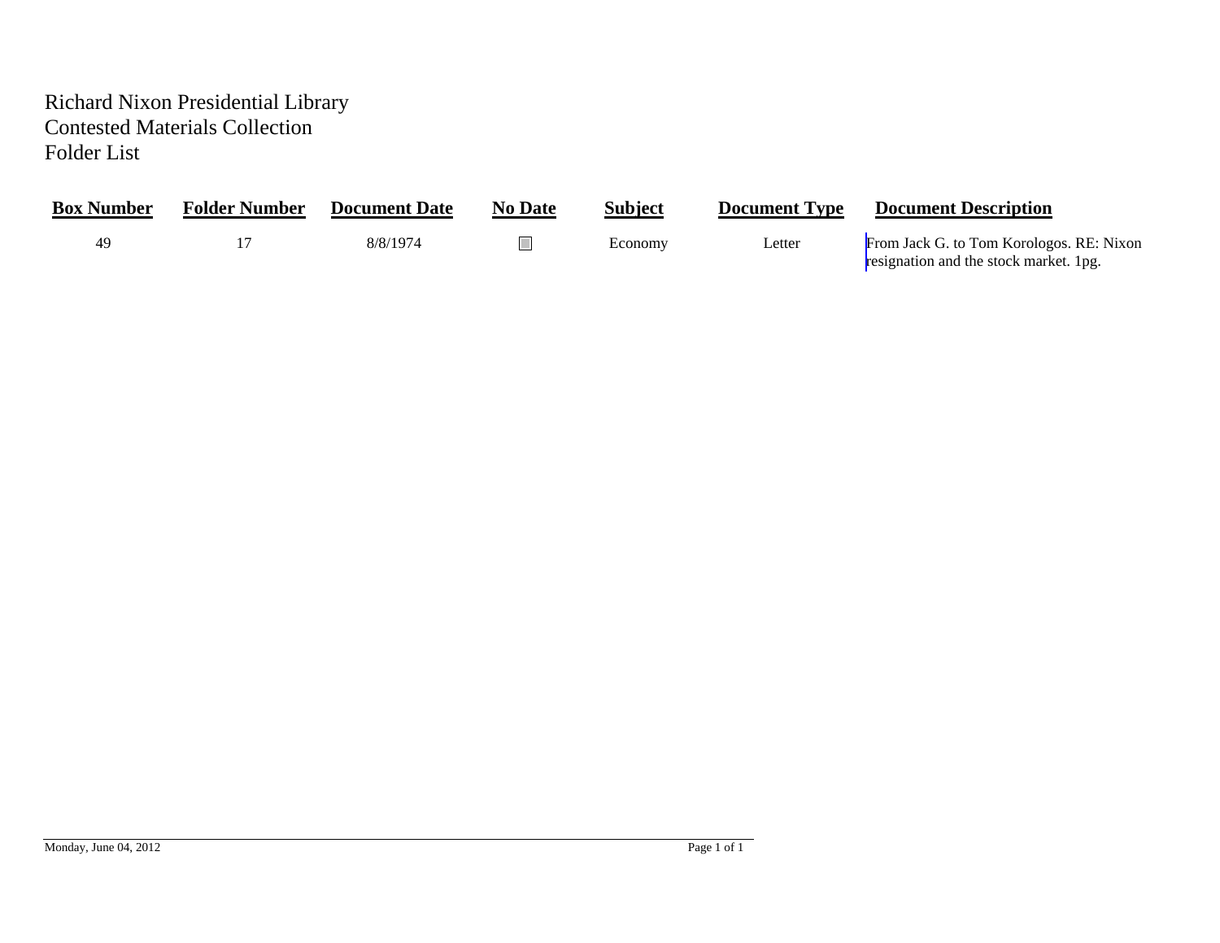Richard Nixon Presidential Library
Contested Materials Collection
Folder List

| Box Number | Folder Number | Document Date | No Date | Subject | Document Type | Document Description |
|---|---|---|---|---|---|---|
| 49 | 17 | 8/8/1974 | ☐ | Economy | Letter | From Jack G. to Tom Korologos. RE: Nixon resignation and the stock market. 1pg. |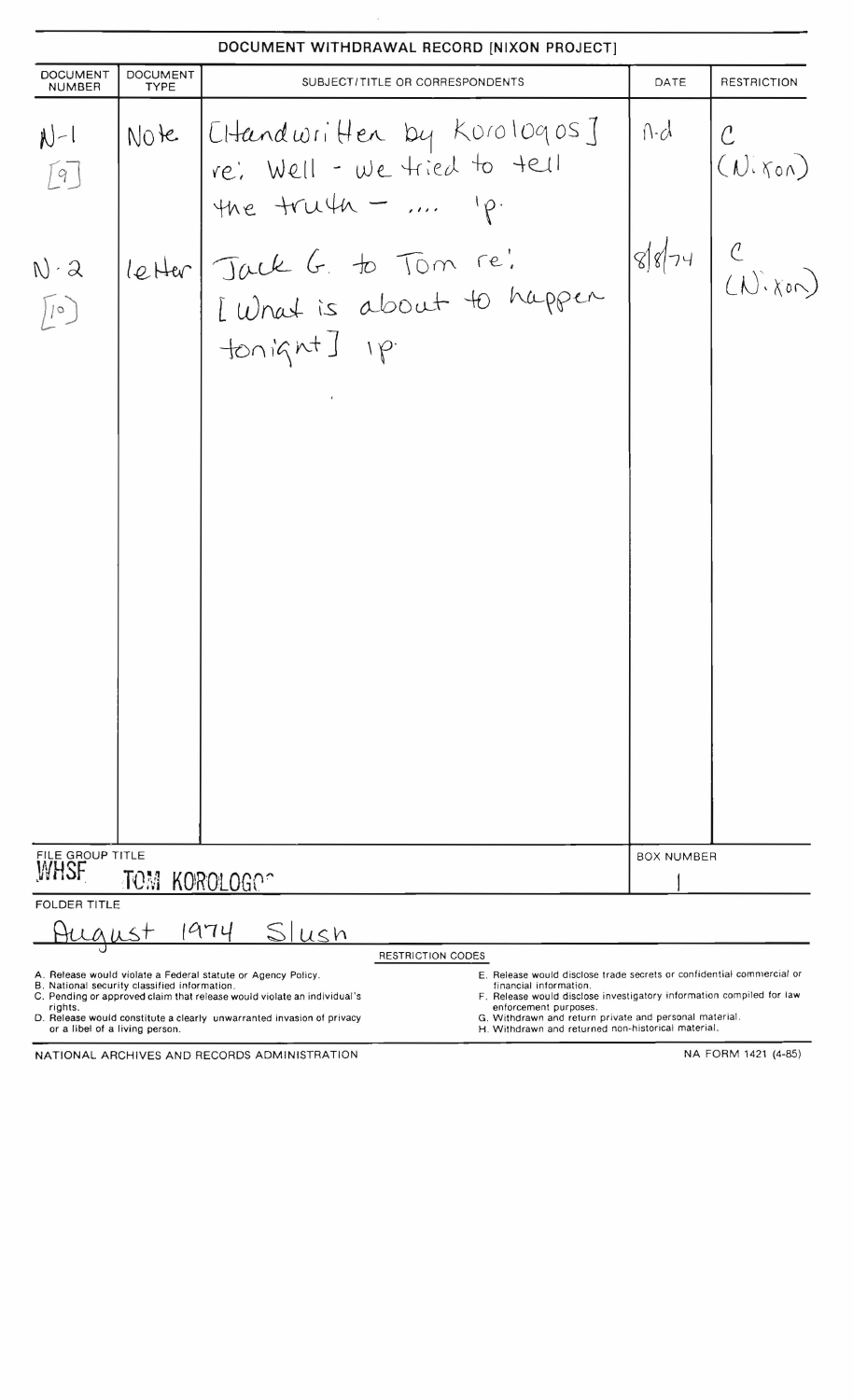# DOCUMENT WITHDRAWAL RECORD [NIXON PROJECT]

| DOCUMENT NUMBER | DOCUMENT TYPE | SUBJECT/TITLE OR CORRESPONDENTS | DATE | RESTRICTION |
|---|---|---|---|---|
| N-1 [9] | Note | [Handwritten by Korologos] re: Well - we tried to tell the truth - .... 1p. | n.d | C (Nixon) |
| N-2 [10] | letter | Jack G. to Tom re: [What is about to happen tonight] 1p. | 8/8/74 | C (Nixon) |

FILE GROUP TITLE: WHSF TOM KOROLOGOS

BOX NUMBER: 1

FOLDER TITLE: August 1974 Slush

RESTRICTION CODES

A. Release would violate a Federal statute or Agency Policy.
B. National security classified information.
C. Pending or approved claim that release would violate an individual's rights.
D. Release would constitute a clearly unwarranted invasion of privacy or a libel of a living person.
E. Release would disclose trade secrets or confidential commercial or financial information.
F. Release would disclose investigatory information compiled for law enforcement purposes.
G. Withdrawn and return private and personal material.
H. Withdrawn and returned non-historical material.

NATIONAL ARCHIVES AND RECORDS ADMINISTRATION

NA FORM 1421 (4-85)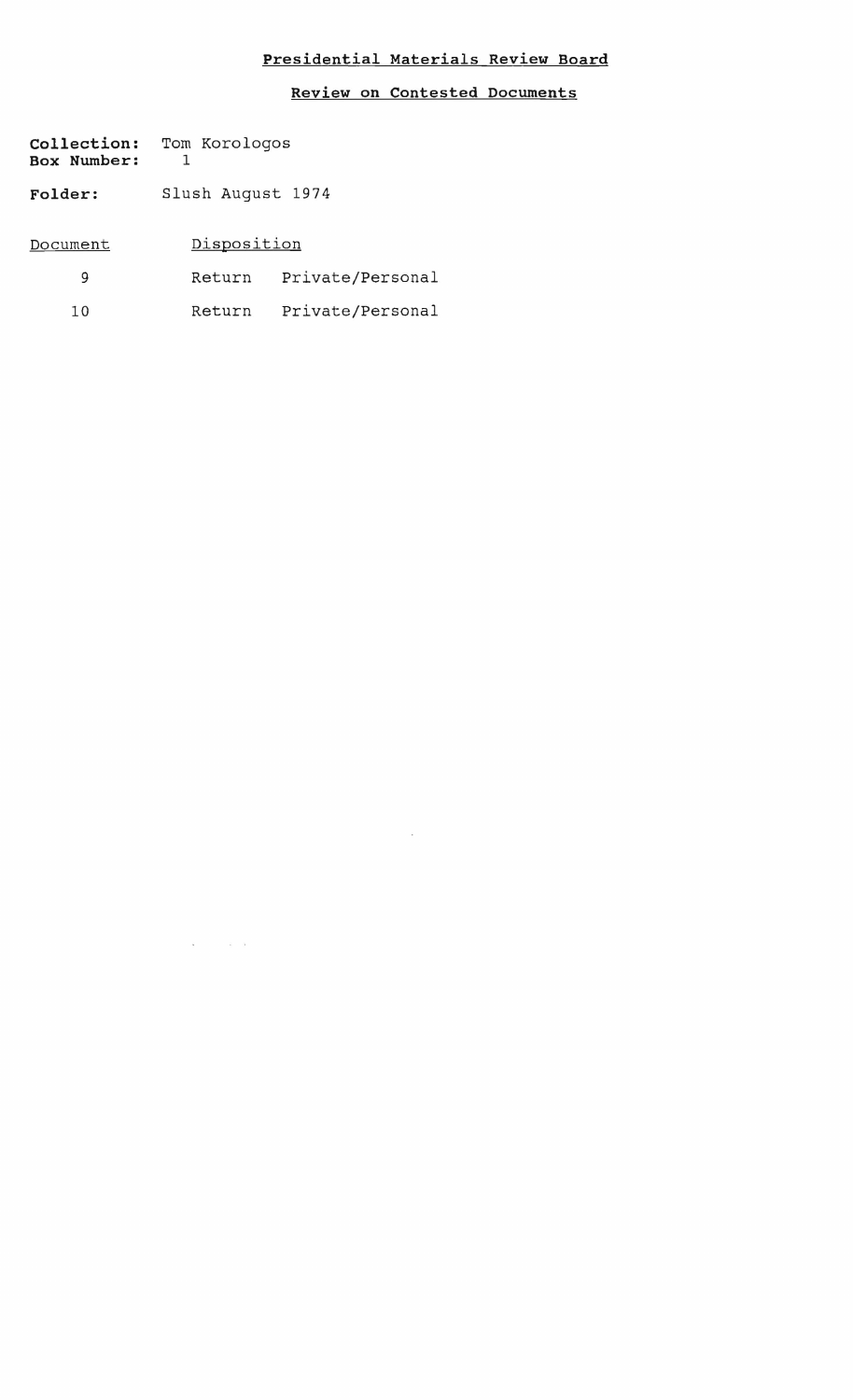# Presidential Materials Review Board

## Review on Contested Documents

**Collection:** Tom Korologos
**Box Number:** 1

**Folder:** Slush August 1974

| Document | Disposition | |
|---|---|---|
| 9 | Return | Private/Personal |
| 10 | Return | Private/Personal |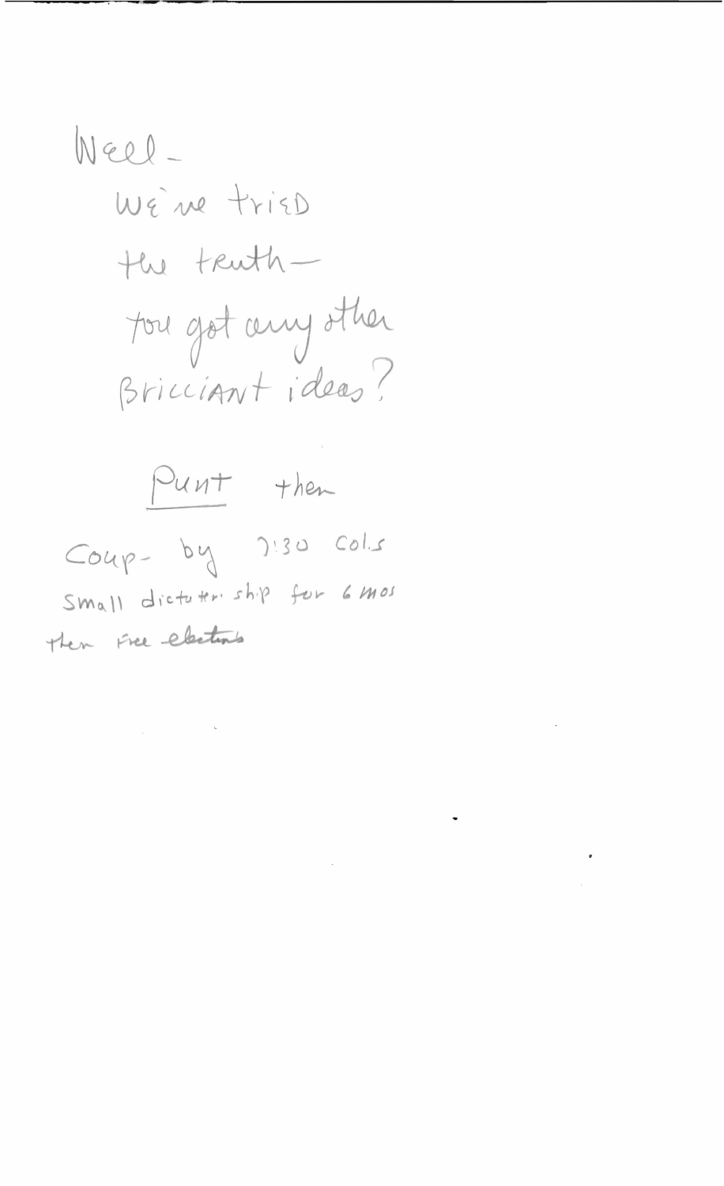Well -

We've tried

the truth —

You got any other

brilliant ideas?

Punt then

Coup - by 7:30 Cols

small dictatorship for 6 mos

then free elections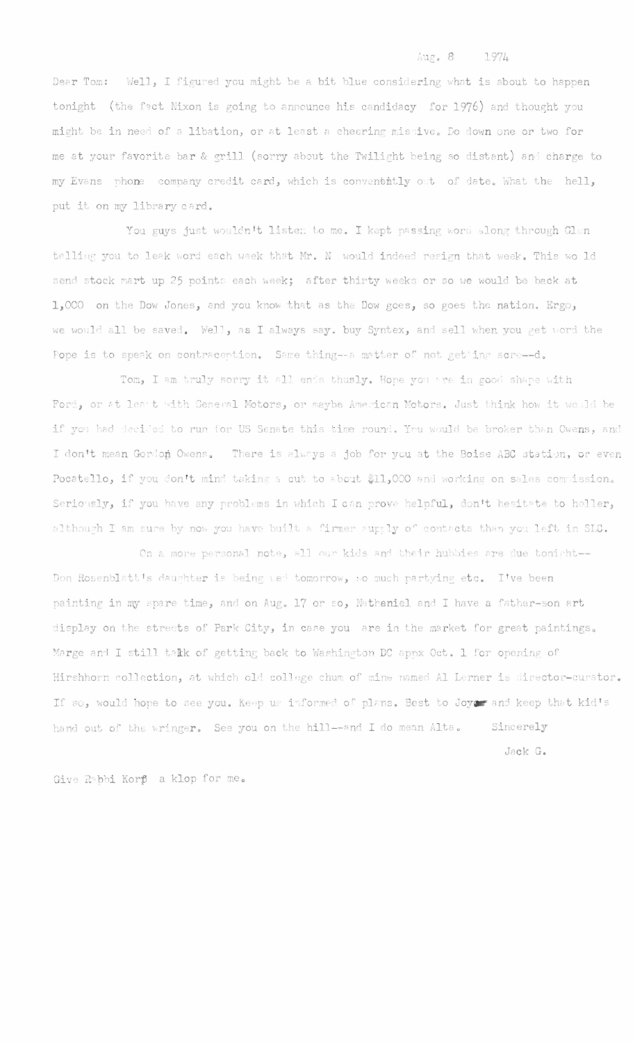Aug. 8 1974

Dear Tom: Well, I figured you might be a bit blue considering what is about to happen tonight (the fact Nixon is going to announce his candidacy for 1976) and thought you might be in need of a libation, or at least a cheering missive. Do down one or two for me at your favorite bar & grill (sorry about the Twilight being so distant) and charge to my Evans phone company credit card, which is conveniently out of date. What the hell, put it on my library card.

You guys just wouldn't listen to me. I kept passing word along through Glen telling you to leak word each week that Mr. N would indeed resign that week. This wo ld send stock mart up 25 points each week; after thirty weeks or so we would be back at 1,000 on the Dow Jones, and you know that as the Dow goes, so goes the nation. Ergo, we would all be saved. Well, as I always say. buy Syntex, and sell when you get word the Pope is to speak on contraception. Same thing--a matter of not getting scre--d.

Tom, I am truly sorry it all ends thusly. Hope you are in good shape with Ford, or at least with General Motors, or maybe American Motors. Just think how it would be if you had decided to run for US Senate this time round. You would be broker than Owens, and I don't mean Gordon Owens. There is always a job for you at the Boise ABC station, or even Pocatello, if you don't mind taking a cut to about $11,000 and working on sales commission. Seriously, if you have any problems in which I can prove helpful, don't hesitate to holler, although I am sure by now you have built a firmer supply of contacts than you left in SLC.

On a more personal note, all our kids and their hubbies are due tonight-- Don Rosenblatt's daughter is being wed tomorrow, so much partying etc. I've been painting in my spare time, and on Aug. 17 or so, Nathaniel and I have a father-son art display on the streets of Park City, in case you are in the market for great paintings. Marge and I still talk of getting back to Washington DC appx Oct. 1 for opening of Hirshhorn collection, at which old college chum of mine named Al Lerner is director-curator. If so, would hope to see you. Keep us informed of plans. Best to Joyce and keep that kid's hand out of the wringer. See you on the hill--and I do mean Alta. Sincerely

Jack G.

Give Rabbi Korff a klop for me.